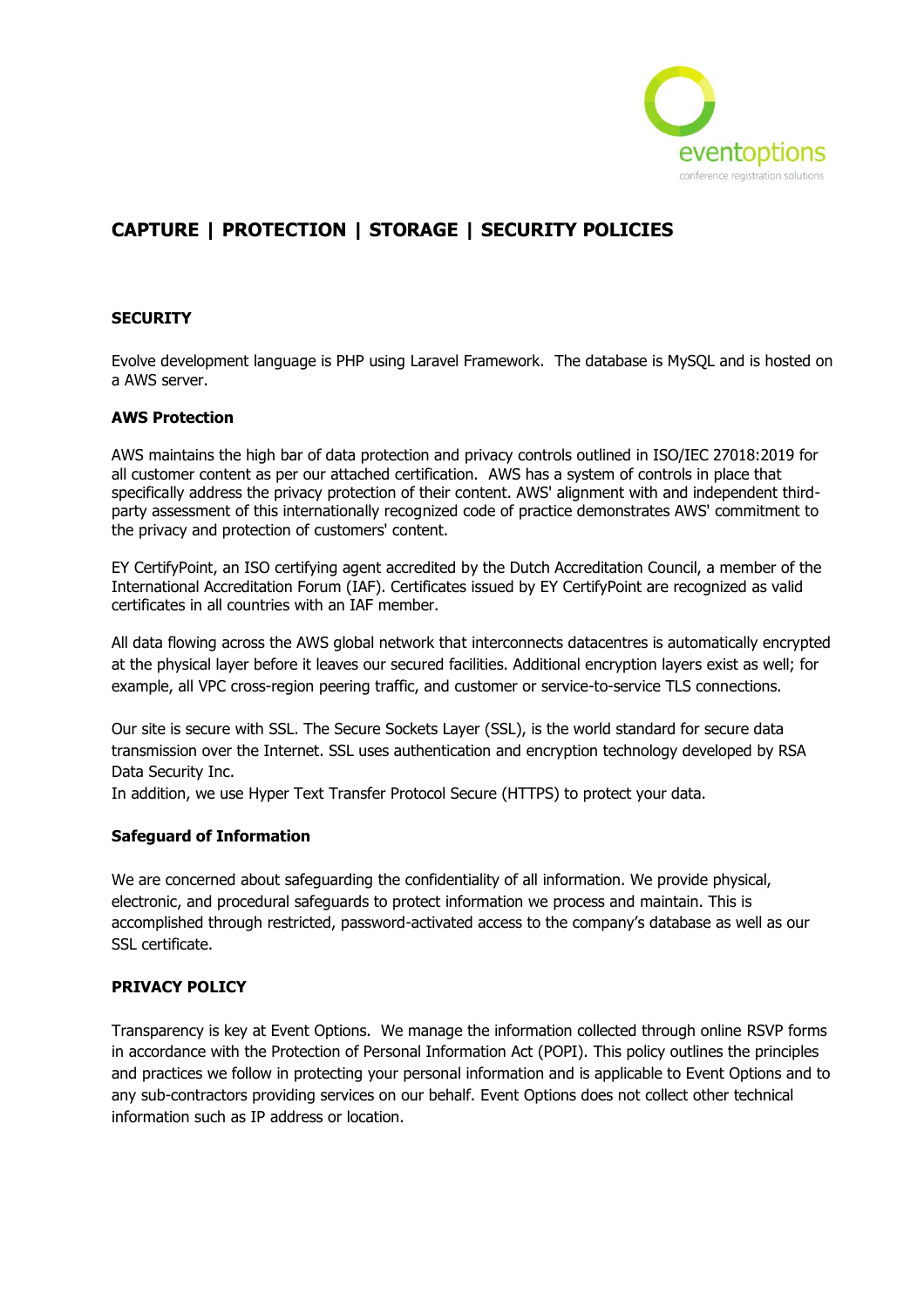eventoptions

conference registration solutions

# CAPTURE | PROTECTION | STORAGE | SECURITY POLICIES

## SECURITY

Evolve development language is PHP using Laravel Framework. The database is MySQL and is hosted on a AWS server.

### AWS Protection

AWS maintains the high bar of data protection and privacy controls outlined in ISO/IEC 27018:2019 for all customer content as per our attached certification. AWS has a system of controls in place that specifically address the privacy protection of their content. AWS' alignment with and independent third-party assessment of this internationally recognized code of practice demonstrates AWS' commitment to the privacy and protection of customers' content.

EY CertifyPoint, an ISO certifying agent accredited by the Dutch Accreditation Council, a member of the International Accreditation Forum (IAF). Certificates issued by EY CertifyPoint are recognized as valid certificates in all countries with an IAF member.

All data flowing across the AWS global network that interconnects datacentres is automatically encrypted at the physical layer before it leaves our secured facilities. Additional encryption layers exist as well; for example, all VPC cross-region peering traffic, and customer or service-to-service TLS connections.

Our site is secure with SSL. The Secure Sockets Layer (SSL), is the world standard for secure data transmission over the Internet. SSL uses authentication and encryption technology developed by RSA Data Security Inc.
In addition, we use Hyper Text Transfer Protocol Secure (HTTPS) to protect your data.

### Safeguard of Information

We are concerned about safeguarding the confidentiality of all information. We provide physical, electronic, and procedural safeguards to protect information we process and maintain. This is accomplished through restricted, password-activated access to the company's database as well as our SSL certificate.

## PRIVACY POLICY

Transparency is key at Event Options. We manage the information collected through online RSVP forms in accordance with the Protection of Personal Information Act (POPI). This policy outlines the principles and practices we follow in protecting your personal information and is applicable to Event Options and to any sub-contractors providing services on our behalf. Event Options does not collect other technical information such as IP address or location.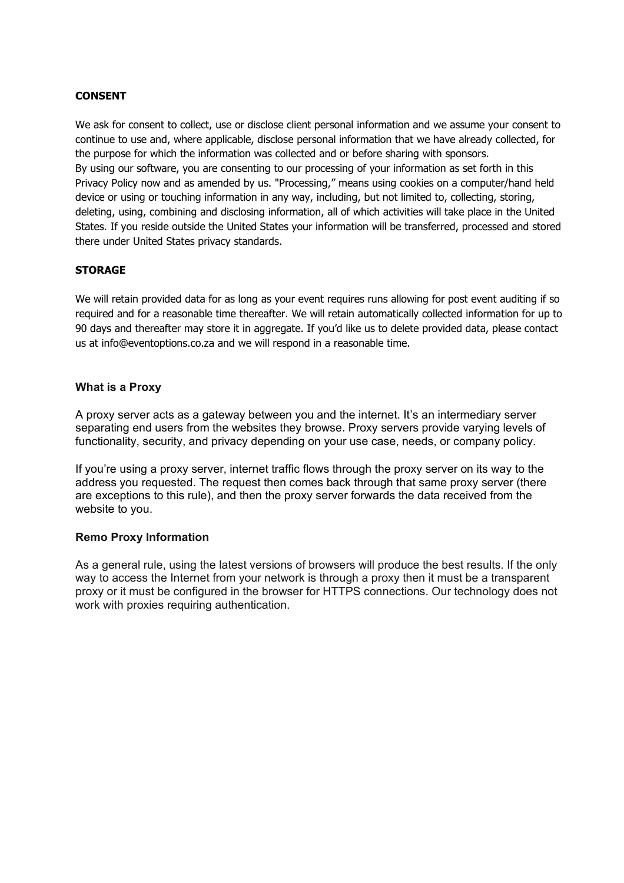**CONSENT**

We ask for consent to collect, use or disclose client personal information and we assume your consent to continue to use and, where applicable, disclose personal information that we have already collected, for the purpose for which the information was collected and or before sharing with sponsors.
By using our software, you are consenting to our processing of your information as set forth in this Privacy Policy now and as amended by us. "Processing," means using cookies on a computer/hand held device or using or touching information in any way, including, but not limited to, collecting, storing, deleting, using, combining and disclosing information, all of which activities will take place in the United States. If you reside outside the United States your information will be transferred, processed and stored there under United States privacy standards.

**STORAGE**

We will retain provided data for as long as your event requires runs allowing for post event auditing if so required and for a reasonable time thereafter. We will retain automatically collected information for up to 90 days and thereafter may store it in aggregate. If you'd like us to delete provided data, please contact us at info@eventoptions.co.za and we will respond in a reasonable time.

**What is a Proxy**

A proxy server acts as a gateway between you and the internet. It's an intermediary server separating end users from the websites they browse. Proxy servers provide varying levels of functionality, security, and privacy depending on your use case, needs, or company policy.

If you're using a proxy server, internet traffic flows through the proxy server on its way to the address you requested. The request then comes back through that same proxy server (there are exceptions to this rule), and then the proxy server forwards the data received from the website to you.

**Remo Proxy Information**

As a general rule, using the latest versions of browsers will produce the best results. If the only way to access the Internet from your network is through a proxy then it must be a transparent proxy or it must be configured in the browser for HTTPS connections. Our technology does not work with proxies requiring authentication.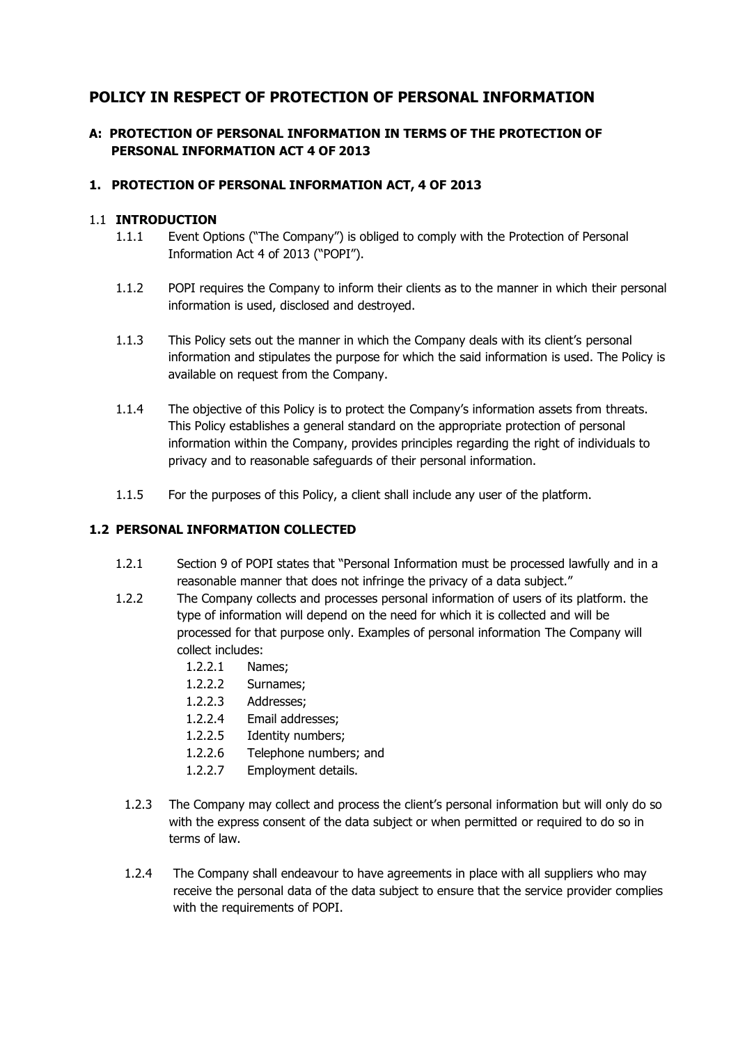# POLICY IN RESPECT OF PROTECTION OF PERSONAL INFORMATION

## A: PROTECTION OF PERSONAL INFORMATION IN TERMS OF THE PROTECTION OF PERSONAL INFORMATION ACT 4 OF 2013

### 1. PROTECTION OF PERSONAL INFORMATION ACT, 4 OF 2013

#### 1.1 INTRODUCTION

1.1.1 Event Options ("The Company") is obliged to comply with the Protection of Personal Information Act 4 of 2013 ("POPI").

1.1.2 POPI requires the Company to inform their clients as to the manner in which their personal information is used, disclosed and destroyed.

1.1.3 This Policy sets out the manner in which the Company deals with its client's personal information and stipulates the purpose for which the said information is used. The Policy is available on request from the Company.

1.1.4 The objective of this Policy is to protect the Company's information assets from threats. This Policy establishes a general standard on the appropriate protection of personal information within the Company, provides principles regarding the right of individuals to privacy and to reasonable safeguards of their personal information.

1.1.5 For the purposes of this Policy, a client shall include any user of the platform.

#### 1.2 PERSONAL INFORMATION COLLECTED

1.2.1 Section 9 of POPI states that "Personal Information must be processed lawfully and in a reasonable manner that does not infringe the privacy of a data subject."

1.2.2 The Company collects and processes personal information of users of its platform. the type of information will depend on the need for which it is collected and will be processed for that purpose only. Examples of personal information The Company will collect includes:

- 1.2.2.1 Names;
- 1.2.2.2 Surnames;
- 1.2.2.3 Addresses;
- 1.2.2.4 Email addresses;
- 1.2.2.5 Identity numbers;
- 1.2.2.6 Telephone numbers; and
- 1.2.2.7 Employment details.

1.2.3 The Company may collect and process the client's personal information but will only do so with the express consent of the data subject or when permitted or required to do so in terms of law.

1.2.4 The Company shall endeavour to have agreements in place with all suppliers who may receive the personal data of the data subject to ensure that the service provider complies with the requirements of POPI.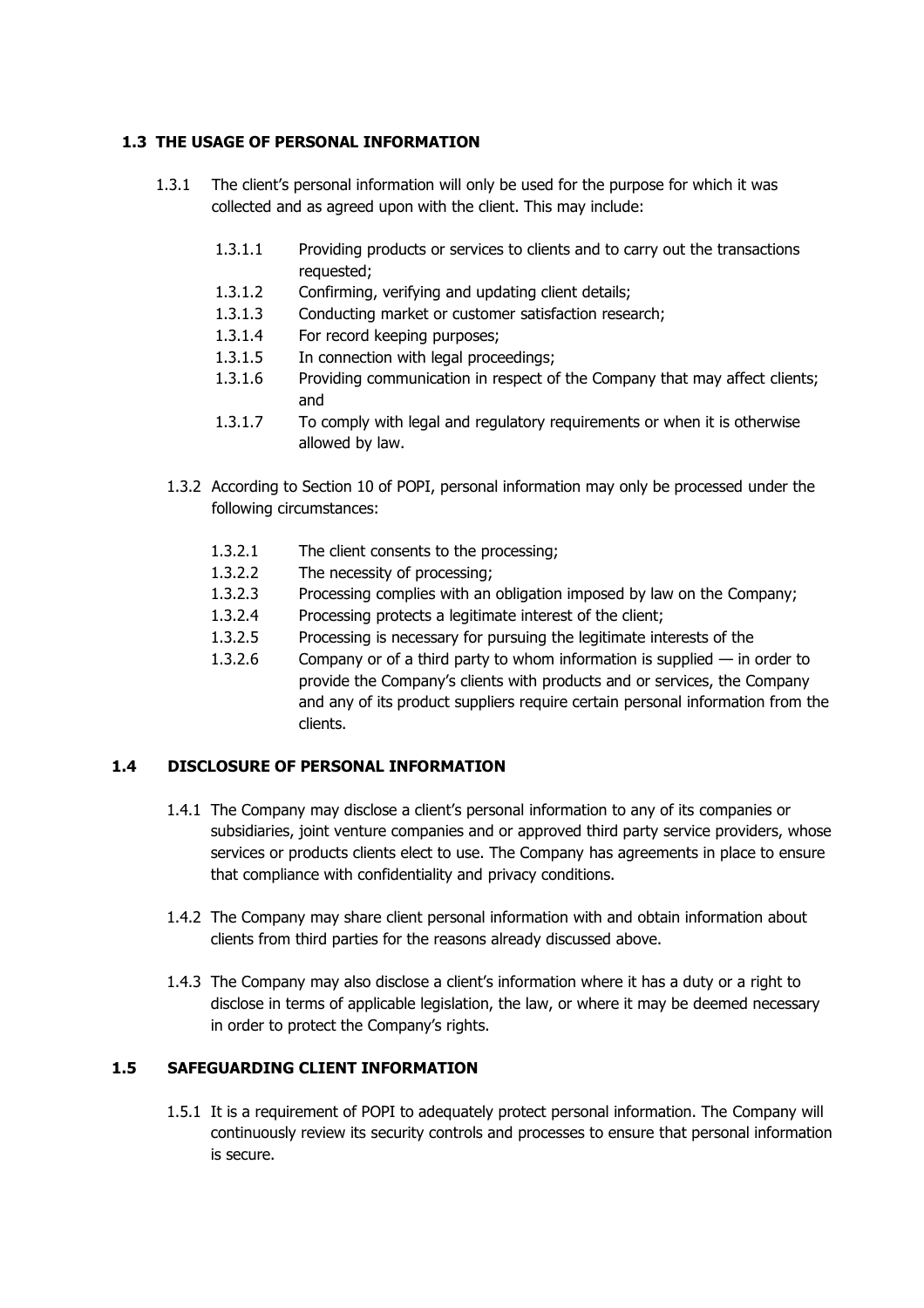### 1.3 THE USAGE OF PERSONAL INFORMATION

1.3.1 The client's personal information will only be used for the purpose for which it was collected and as agreed upon with the client. This may include:

- 1.3.1.1 Providing products or services to clients and to carry out the transactions requested;
- 1.3.1.2 Confirming, verifying and updating client details;
- 1.3.1.3 Conducting market or customer satisfaction research;
- 1.3.1.4 For record keeping purposes;
- 1.3.1.5 In connection with legal proceedings;
- 1.3.1.6 Providing communication in respect of the Company that may affect clients; and
- 1.3.1.7 To comply with legal and regulatory requirements or when it is otherwise allowed by law.

1.3.2 According to Section 10 of POPI, personal information may only be processed under the following circumstances:

- 1.3.2.1 The client consents to the processing;
- 1.3.2.2 The necessity of processing;
- 1.3.2.3 Processing complies with an obligation imposed by law on the Company;
- 1.3.2.4 Processing protects a legitimate interest of the client;
- 1.3.2.5 Processing is necessary for pursuing the legitimate interests of the
- 1.3.2.6 Company or of a third party to whom information is supplied — in order to provide the Company's clients with products and or services, the Company and any of its product suppliers require certain personal information from the clients.

### 1.4 DISCLOSURE OF PERSONAL INFORMATION

1.4.1 The Company may disclose a client's personal information to any of its companies or subsidiaries, joint venture companies and or approved third party service providers, whose services or products clients elect to use. The Company has agreements in place to ensure that compliance with confidentiality and privacy conditions.

1.4.2 The Company may share client personal information with and obtain information about clients from third parties for the reasons already discussed above.

1.4.3 The Company may also disclose a client's information where it has a duty or a right to disclose in terms of applicable legislation, the law, or where it may be deemed necessary in order to protect the Company's rights.

### 1.5 SAFEGUARDING CLIENT INFORMATION

1.5.1 It is a requirement of POPI to adequately protect personal information. The Company will continuously review its security controls and processes to ensure that personal information is secure.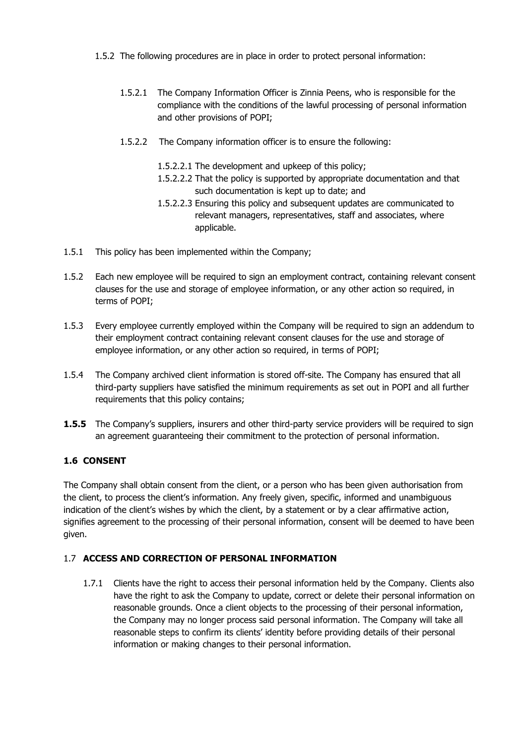1.5.2 The following procedures are in place in order to protect personal information:

1.5.2.1 The Company Information Officer is Zinnia Peens, who is responsible for the compliance with the conditions of the lawful processing of personal information and other provisions of POPI;

1.5.2.2 The Company information officer is to ensure the following:

1.5.2.2.1 The development and upkeep of this policy;

1.5.2.2.2 That the policy is supported by appropriate documentation and that such documentation is kept up to date; and

1.5.2.2.3 Ensuring this policy and subsequent updates are communicated to relevant managers, representatives, staff and associates, where applicable.

1.5.1 This policy has been implemented within the Company;

1.5.2 Each new employee will be required to sign an employment contract, containing relevant consent clauses for the use and storage of employee information, or any other action so required, in terms of POPI;

1.5.3 Every employee currently employed within the Company will be required to sign an addendum to their employment contract containing relevant consent clauses for the use and storage of employee information, or any other action so required, in terms of POPI;

1.5.4 The Company archived client information is stored off-site. The Company has ensured that all third-party suppliers have satisfied the minimum requirements as set out in POPI and all further requirements that this policy contains;

**1.5.5** The Company's suppliers, insurers and other third-party service providers will be required to sign an agreement guaranteeing their commitment to the protection of personal information.

### 1.6 CONSENT

The Company shall obtain consent from the client, or a person who has been given authorisation from the client, to process the client's information. Any freely given, specific, informed and unambiguous indication of the client's wishes by which the client, by a statement or by a clear affirmative action, signifies agreement to the processing of their personal information, consent will be deemed to have been given.

### 1.7 ACCESS AND CORRECTION OF PERSONAL INFORMATION

1.7.1 Clients have the right to access their personal information held by the Company. Clients also have the right to ask the Company to update, correct or delete their personal information on reasonable grounds. Once a client objects to the processing of their personal information, the Company may no longer process said personal information. The Company will take all reasonable steps to confirm its clients' identity before providing details of their personal information or making changes to their personal information.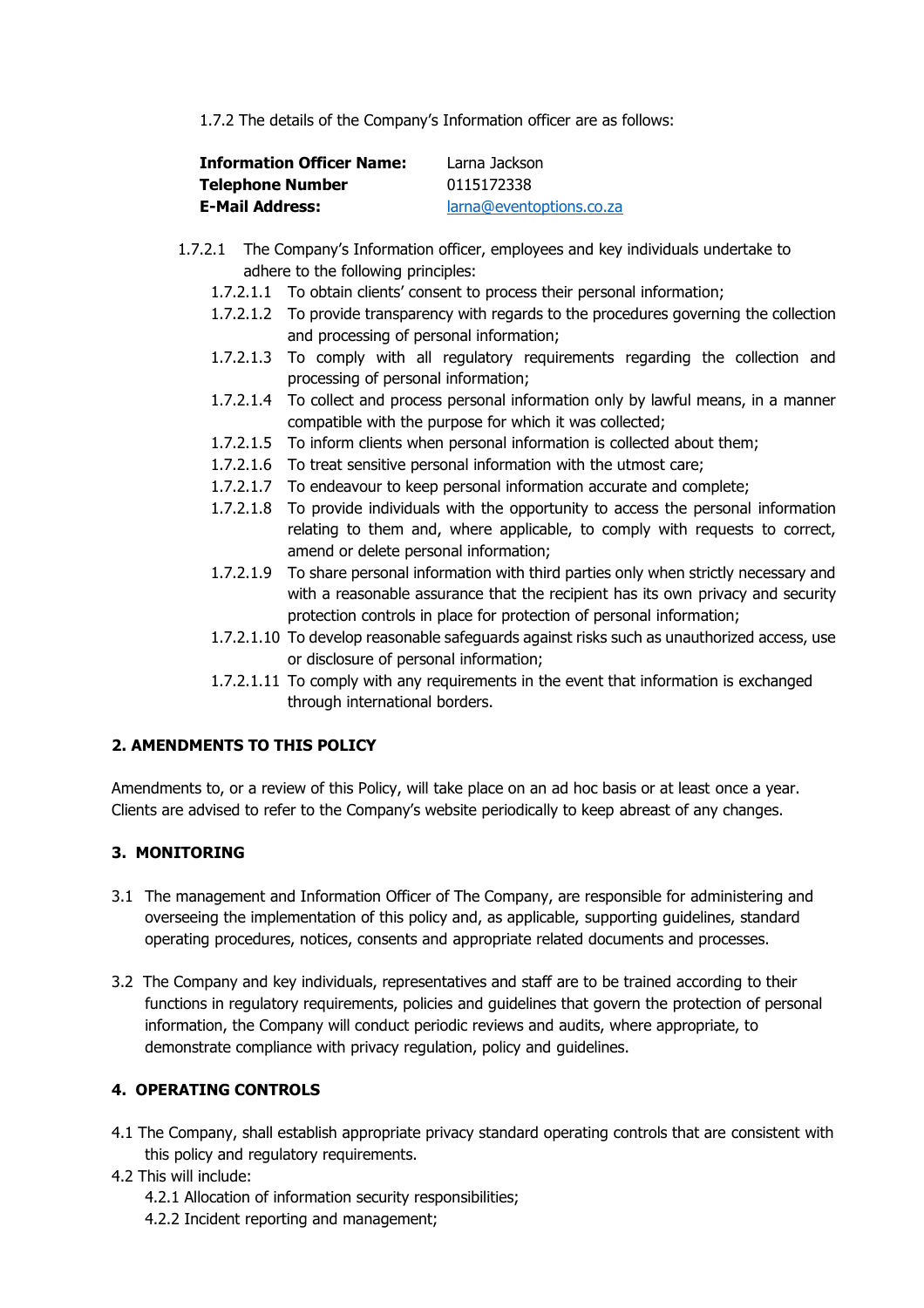1.7.2 The details of the Company's Information officer are as follows:

| **Information Officer Name:** | Larna Jackson |
| --- | --- |
| **Telephone Number** | 0115172338 |
| **E-Mail Address:** | larna@eventoptions.co.za |

1.7.2.1 The Company's Information officer, employees and key individuals undertake to adhere to the following principles:

- 1.7.2.1.1 To obtain clients' consent to process their personal information;
- 1.7.2.1.2 To provide transparency with regards to the procedures governing the collection and processing of personal information;
- 1.7.2.1.3 To comply with all regulatory requirements regarding the collection and processing of personal information;
- 1.7.2.1.4 To collect and process personal information only by lawful means, in a manner compatible with the purpose for which it was collected;
- 1.7.2.1.5 To inform clients when personal information is collected about them;
- 1.7.2.1.6 To treat sensitive personal information with the utmost care;
- 1.7.2.1.7 To endeavour to keep personal information accurate and complete;
- 1.7.2.1.8 To provide individuals with the opportunity to access the personal information relating to them and, where applicable, to comply with requests to correct, amend or delete personal information;
- 1.7.2.1.9 To share personal information with third parties only when strictly necessary and with a reasonable assurance that the recipient has its own privacy and security protection controls in place for protection of personal information;
- 1.7.2.1.10 To develop reasonable safeguards against risks such as unauthorized access, use or disclosure of personal information;
- 1.7.2.1.11 To comply with any requirements in the event that information is exchanged through international borders.

## 2. AMENDMENTS TO THIS POLICY

Amendments to, or a review of this Policy, will take place on an ad hoc basis or at least once a year. Clients are advised to refer to the Company's website periodically to keep abreast of any changes.

## 3. MONITORING

3.1 The management and Information Officer of The Company, are responsible for administering and overseeing the implementation of this policy and, as applicable, supporting guidelines, standard operating procedures, notices, consents and appropriate related documents and processes.

3.2 The Company and key individuals, representatives and staff are to be trained according to their functions in regulatory requirements, policies and guidelines that govern the protection of personal information, the Company will conduct periodic reviews and audits, where appropriate, to demonstrate compliance with privacy regulation, policy and guidelines.

## 4. OPERATING CONTROLS

4.1 The Company, shall establish appropriate privacy standard operating controls that are consistent with this policy and regulatory requirements.

4.2 This will include:

- 4.2.1 Allocation of information security responsibilities;
- 4.2.2 Incident reporting and management;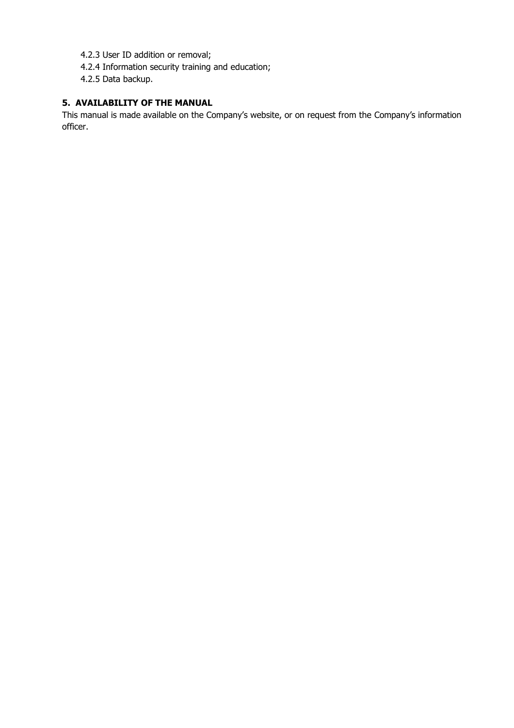4.2.3 User ID addition or removal;

4.2.4 Information security training and education;

4.2.5 Data backup.

## 5. AVAILABILITY OF THE MANUAL

This manual is made available on the Company's website, or on request from the Company's information officer.